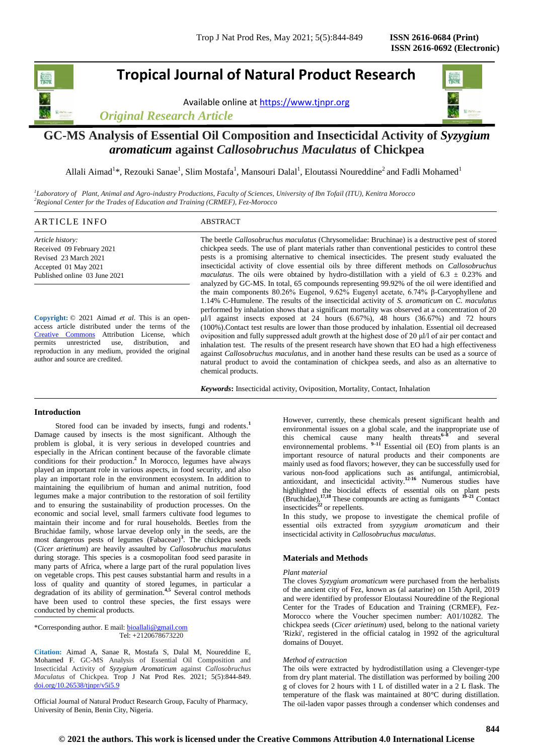# Tropical Journal of Natural Product Research

Available online at https://www.tjnpr.org

*Original Research Article*

# GC-MS Analysis of Essential Oil Composition and Insecticidal Activity of *Syzygium aromaticum* against *Callosobruchus Maculatus* of Chickpea

Allali Aimad[1]*, Rezouki Sanae[1], Slim Mostafa[1], Mansouri Dalal[1], Eloutassi Noureddine[2] and Fadli Mohamed[1]

[1]*Laboratory of Plant, Animal and Agro-industry Productions, Faculty of Sciences, University of Ibn Tofail (ITU), Kenitra Morocco*
[2]*Regional Center for the Trades of Education and Training (CRMEF), Fez-Morocco*

## ARTICLE INFO

*Article history:*
Received 09 February 2021
Revised 23 March 2021
Accepted 01 May 2021
Published online 03 June 2021

**Copyright:** © 2021 Aimad *et al*. This is an open-access article distributed under the terms of the Creative Commons Attribution License, which permits unrestricted use, distribution, and reproduction in any medium, provided the original author and source are credited.

## ABSTRACT

The beetle *Callosobruchus maculatus* (Chrysomelidae: Bruchinae) is a destructive pest of stored chickpea seeds. The use of plant materials rather than conventional pesticides to control these pests is a promising alternative to chemical insecticides. The present study evaluated the insecticidal activity of clove essential oils by three different methods on *Callosobruchus maculatus*. The oils were obtained by hydro-distillation with a yield of 6.3 ± 0.23% and analyzed by GC-MS. In total, 65 compounds representing 99.92% of the oil were identified and the main components 80.26% Eugenol, 9.62% Eugenyl acetate, 6.74% β-Caryophyllene and 1.14% C-Humulene. The results of the insecticidal activity of *S. aromaticum* on *C. maculatus* performed by inhalation shows that a significant mortality was observed at a concentration of 20 µl/l against insects exposed at 24 hours (6.67%), 48 hours (36.67%) and 72 hours (100%).Contact test results are lower than those produced by inhalation. Essential oil decreased oviposition and fully suppressed adult growth at the highest dose of 20 µl/l of air per contact and inhalation test. The results of the present research have shown that EO had a high effectiveness against *Callosobruchus maculatus*, and in another hand these results can be used as a source of natural product to avoid the contamination of chickpea seeds, and also as an alternative to chemical products.

***Keywords*:** Insecticidal activity, Oviposition, Mortality, Contact, Inhalation

## Introduction

Stored food can be invaded by insects, fungi and rodents.[1] Damage caused by insects is the most significant. Although the problem is global, it is very serious in developed countries and especially in the African continent because of the favorable climate conditions for their production.[2] In Morocco, legumes have always played an important role in various aspects, in food security, and also play an important role in the environment ecosystem. In addition to maintaining the equilibrium of human and animal nutrition, food legumes make a major contribution to the restoration of soil fertility and to ensuring the sustainability of production processes. On the economic and social level, small farmers cultivate food legumes to maintain their income and for rural households. Beetles from the Bruchidae family, whose larvae develop only in the seeds, are the most dangerous pests of legumes (Fabaceae)[3]. The chickpea seeds (*Cicer arietinum*) are heavily assaulted by *Callosobruchus maculatus* during storage. This species is a cosmopolitan food seed parasite in many parts of Africa, where a large part of the rural population lives on vegetable crops. This pest causes substantial harm and results in a loss of quality and quantity of stored legumes, in particular a degradation of its ability of germination.[4,5] Several control methods have been used to control these species, the first essays were conducted by chemical products.

However, currently, these chemicals present significant health and environmental issues on a global scale, and the inappropriate use of this chemical cause many health threats[6–8] and several environnemental problems. [9–11] Essential oil (EO) from plants is an important resource of natural products and their components are mainly used as food flavors; however, they can be successfully used for various non-food applications such as antifungal, antimicrobial, antioxidant, and insecticidal activity.[12-16] Numerous studies have highlighted the biocidal effects of essential oils on plant pests (Bruchidae),[17,18] These compounds are acting as fumigants [19–21] Contact insecticides[22] or repellents.

In this study, we propose to investigate the chemical profile of essential oils extracted from *syzygium aromaticum* and their insecticidal activity in *Callosobruchus maculatus*.

## Materials and Methods

*Plant material*

The cloves *Syzygium aromaticum* were purchased from the herbalists of the ancient city of Fez, known as (al aatarine) on 15th April, 2019 and were identified by professor Eloutassi Noureddine of the Regional Center for the Trades of Education and Training (CRMEF), Fez-Morocco where the Voucher specimen number: A01/10282. The chickpea seeds (*Cicer arietinum*) used, belong to the national variety 'Rizki', registered in the official catalog in 1992 of the agricultural domains of Douyet.

*Method of extraction*

The oils were extracted by hydrodistillation using a Clevenger-type from dry plant material. The distillation was performed by boiling 200 g of cloves for 2 hours with 1 L of distilled water in a 2 L flask. The temperature of the flask was maintained at 80°C during distillation. The oil-laden vapor passes through a condenser which condenses and

*Corresponding author. E mail: bioallali@gmail.com
Tel: +2120678673220

**Citation:** Aimad A, Sanae R, Mostafa S, Dalal M, Noureddine E, Mohamed F. GC-MS Analysis of Essential Oil Composition and Insecticidal Activity of *Syzygium Aromaticum* against *Callosobruchus Maculatus* of Chickpea. Trop J Nat Prod Res. 2021; 5(5):844-849. doi.org/10.26538/tjnpr/v5i5.9

Official Journal of Natural Product Research Group, Faculty of Pharmacy, University of Benin, Benin City, Nigeria.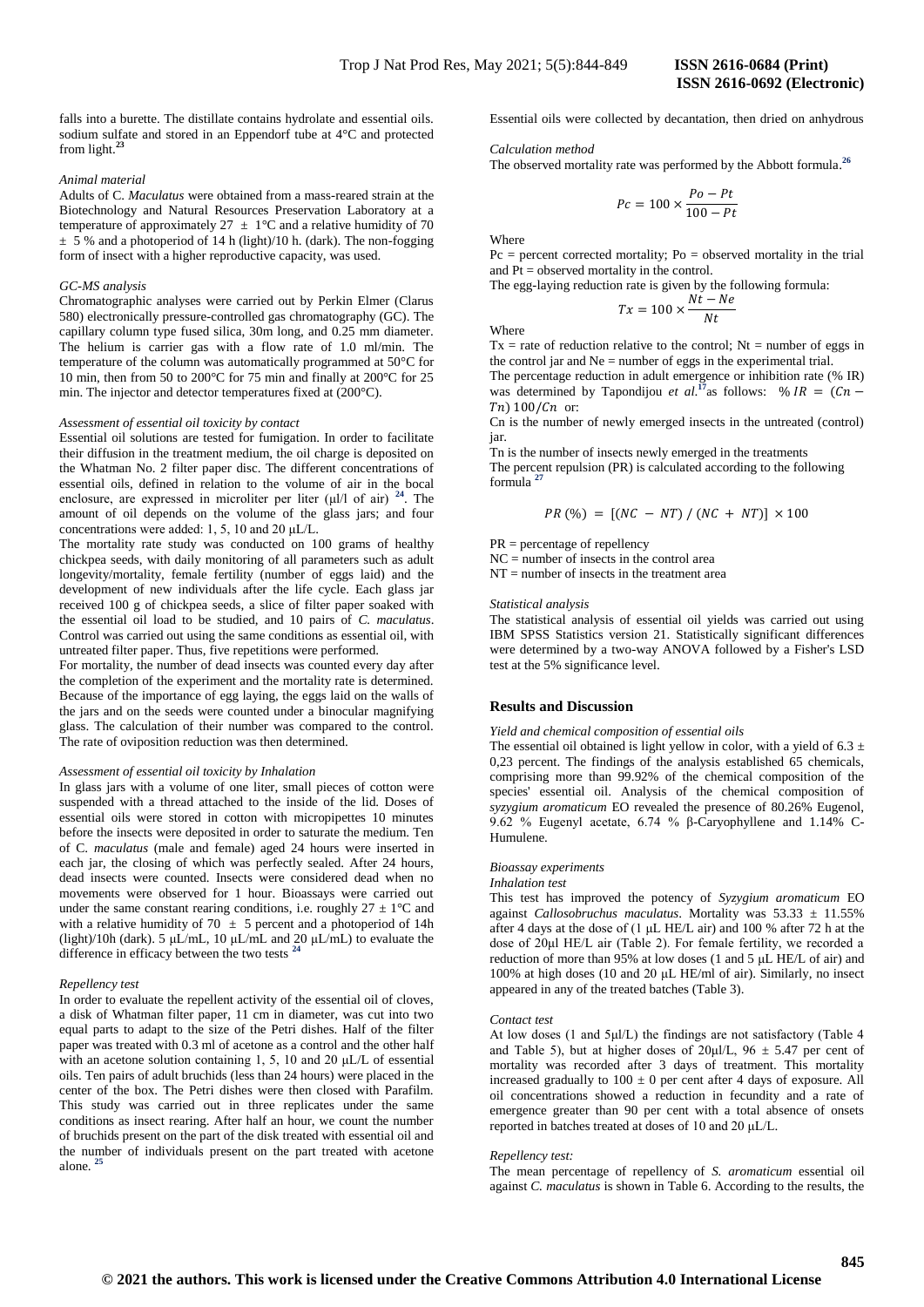falls into a burette. The distillate contains hydrolate and essential oils. sodium sulfate and stored in an Eppendorf tube at 4°C and protected from light.[23]

*Animal material*

Adults of C. *Maculatus* were obtained from a mass-reared strain at the Biotechnology and Natural Resources Preservation Laboratory at a temperature of approximately 27 ± 1°C and a relative humidity of 70 ± 5 % and a photoperiod of 14 h (light)/10 h. (dark). The non-fogging form of insect with a higher reproductive capacity, was used.

*GC-MS analysis*

Chromatographic analyses were carried out by Perkin Elmer (Clarus 580) electronically pressure-controlled gas chromatography (GC). The capillary column type fused silica, 30m long, and 0.25 mm diameter. The helium is carrier gas with a flow rate of 1.0 ml/min. The temperature of the column was automatically programmed at 50°C for 10 min, then from 50 to 200°C for 75 min and finally at 200°C for 25 min. The injector and detector temperatures fixed at (200°C).

*Assessment of essential oil toxicity by contact*

Essential oil solutions are tested for fumigation. In order to facilitate their diffusion in the treatment medium, the oil charge is deposited on the Whatman No. 2 filter paper disc. The different concentrations of essential oils, defined in relation to the volume of air in the bocal enclosure, are expressed in microliter per liter (µl/l of air) [24]. The amount of oil depends on the volume of the glass jars; and four concentrations were added: 1, 5, 10 and 20 µL/L.

The mortality rate study was conducted on 100 grams of healthy chickpea seeds, with daily monitoring of all parameters such as adult longevity/mortality, female fertility (number of eggs laid) and the development of new individuals after the life cycle. Each glass jar received 100 g of chickpea seeds, a slice of filter paper soaked with the essential oil load to be studied, and 10 pairs of *C. maculatus*. Control was carried out using the same conditions as essential oil, with untreated filter paper. Thus, five repetitions were performed.

For mortality, the number of dead insects was counted every day after the completion of the experiment and the mortality rate is determined. Because of the importance of egg laying, the eggs laid on the walls of the jars and on the seeds were counted under a binocular magnifying glass. The calculation of their number was compared to the control. The rate of oviposition reduction was then determined.

*Assessment of essential oil toxicity by Inhalation*

In glass jars with a volume of one liter, small pieces of cotton were suspended with a thread attached to the inside of the lid. Doses of essential oils were stored in cotton with micropipettes 10 minutes before the insects were deposited in order to saturate the medium. Ten of C. *maculatus* (male and female) aged 24 hours were inserted in each jar, the closing of which was perfectly sealed. After 24 hours, dead insects were counted. Insects were considered dead when no movements were observed for 1 hour. Bioassays were carried out under the same constant rearing conditions, i.e. roughly 27 ± 1°C and with a relative humidity of 70 ± 5 percent and a photoperiod of 14h (light)/10h (dark). 5 µL/mL, 10 µL/mL and 20 µL/mL) to evaluate the difference in efficacy between the two tests [24]

*Repellency test*

In order to evaluate the repellent activity of the essential oil of cloves, a disk of Whatman filter paper, 11 cm in diameter, was cut into two equal parts to adapt to the size of the Petri dishes. Half of the filter paper was treated with 0.3 ml of acetone as a control and the other half with an acetone solution containing 1, 5, 10 and 20 µL/L of essential oils. Ten pairs of adult bruchids (less than 24 hours) were placed in the center of the box. The Petri dishes were then closed with Parafilm. This study was carried out in three replicates under the same conditions as insect rearing. After half an hour, we count the number of bruchids present on the part of the disk treated with essential oil and the number of individuals present on the part treated with acetone alone. [25]

Essential oils were collected by decantation, then dried on anhydrous

*Calculation method*

The observed mortality rate was performed by the Abbott formula.[26]

$$Pc = 100 \times \frac{Po - Pt}{100 - Pt}$$

Where

Pc = percent corrected mortality; Po = observed mortality in the trial and Pt = observed mortality in the control.

The egg-laying reduction rate is given by the following formula:

$$Tx = 100 \times \frac{Nt - Ne}{Nt}$$

Where

Tx = rate of reduction relative to the control; Nt = number of eggs in the control jar and Ne = number of eggs in the experimental trial.

The percentage reduction in adult emergence or inhibition rate (% IR) was determined by Tapondijou *et al.*[17] as follows: $\% IR = (Cn - Tn)\, 100 / Cn$ or:

Cn is the number of newly emerged insects in the untreated (control) jar.

Tn is the number of insects newly emerged in the treatments

The percent repulsion (PR) is calculated according to the following formula [27]

$$PR\,(\%) = [(NC - NT) \,/\, (NC + NT)] \times 100$$

PR = percentage of repellency

NC = number of insects in the control area

NT = number of insects in the treatment area

*Statistical analysis*

The statistical analysis of essential oil yields was carried out using IBM SPSS Statistics version 21. Statistically significant differences were determined by a two-way ANOVA followed by a Fisher's LSD test at the 5% significance level.

## Results and Discussion

*Yield and chemical composition of essential oils*

The essential oil obtained is light yellow in color, with a yield of 6.3 ± 0,23 percent. The findings of the analysis established 65 chemicals, comprising more than 99.92% of the chemical composition of the species' essential oil. Analysis of the chemical composition of *syzygium aromaticum* EO revealed the presence of 80.26% Eugenol, 9.62 % Eugenyl acetate, 6.74 % β-Caryophyllene and 1.14% C-Humulene.

*Bioassay experiments*

*Inhalation test*

This test has improved the potency of *Syzygium aromaticum* EO against *Callosobruchus maculatus*. Mortality was 53.33 ± 11.55% after 4 days at the dose of (1 µL HE/L air) and 100 % after 72 h at the dose of 20µl HE/L air (Table 2). For female fertility, we recorded a reduction of more than 95% at low doses (1 and 5 µL HE/L of air) and 100% at high doses (10 and 20 µL HE/ml of air). Similarly, no insect appeared in any of the treated batches (Table 3).

*Contact test*

At low doses (1 and 5µl/L) the findings are not satisfactory (Table 4 and Table 5), but at higher doses of 20µl/L, 96 ± 5.47 per cent of mortality was recorded after 3 days of treatment. This mortality increased gradually to 100 ± 0 per cent after 4 days of exposure. All oil concentrations showed a reduction in fecundity and a rate of emergence greater than 90 per cent with a total absence of onsets reported in batches treated at doses of 10 and 20 µL/L.

*Repellency test:*

The mean percentage of repellency of *S. aromaticum* essential oil against *C. maculatus* is shown in Table 6. According to the results, the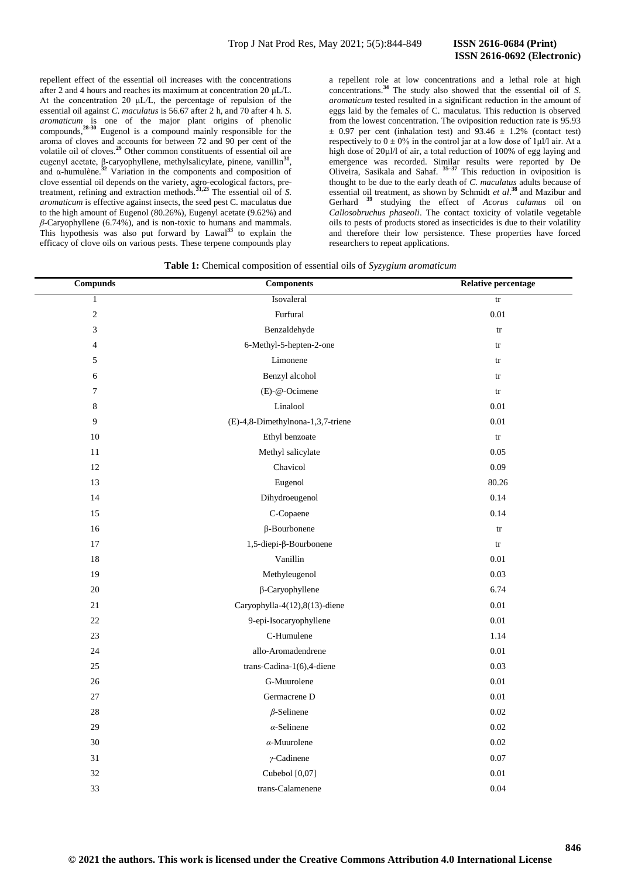repellent effect of the essential oil increases with the concentrations after 2 and 4 hours and reaches its maximum at concentration 20 μL/L. At the concentration 20 μL/L, the percentage of repulsion of the essential oil against *C. maculatus* is 56.67 after 2 h, and 70 after 4 h. *S. aromaticum* is one of the major plant origins of phenolic compounds,[28-30] Eugenol is a compound mainly responsible for the aroma of cloves and accounts for between 72 and 90 per cent of the volatile oil of cloves.[29] Other common constituents of essential oil are eugenyl acetate, β-caryophyllene, methylsalicylate, pinene, vanillin[31], and α-humulène.[32] Variation in the components and composition of clove essential oil depends on the variety, agro-ecological factors, pre-treatment, refining and extraction methods.[31,23] The essential oil of *S. aromaticum* is effective against insects, the seed pest C. maculatus due to the high amount of Eugenol (80.26%), Eugenyl acetate (9.62%) and *β*-Caryophyllene (6.74%), and is non-toxic to humans and mammals. This hypothesis was also put forward by Lawal[33] to explain the efficacy of clove oils on various pests. These terpene compounds play a repellent role at low concentrations and a lethal role at high concentrations.[34] The study also showed that the essential oil of *S. aromaticum* tested resulted in a significant reduction in the amount of eggs laid by the females of C. maculatus. This reduction is observed from the lowest concentration. The oviposition reduction rate is 95.93 ± 0.97 per cent (inhalation test) and 93.46 ± 1.2% (contact test) respectively to 0 ± 0% in the control jar at a low dose of 1μl/l air. At a high dose of 20μl/l of air, a total reduction of 100% of egg laying and emergence was recorded. Similar results were reported by De Oliveira, Sasikala and Sahaf. [35–37] This reduction in oviposition is thought to be due to the early death of *C. maculatus* adults because of essential oil treatment, as shown by Schmidt *et al*.[38] and Mazibur and Gerhard [39] studying the effect of *Acorus calamus* oil on *Callosobruchus phaseoli*. The contact toxicity of volatile vegetable oils to pests of products stored as insecticides is due to their volatility and therefore their low persistence. These properties have forced researchers to repeat applications.

**Table 1:** Chemical composition of essential oils of *Syzygium aromaticum*

| Compunds | Components | Relative percentage |
|---|---|---|
| 1 | Isovaleral | tr |
| 2 | Furfural | 0.01 |
| 3 | Benzaldehyde | tr |
| 4 | 6-Methyl-5-hepten-2-one | tr |
| 5 | Limonene | tr |
| 6 | Benzyl alcohol | tr |
| 7 | (E)-@-Ocimene | tr |
| 8 | Linalool | 0.01 |
| 9 | (E)-4,8-Dimethylnona-1,3,7-triene | 0.01 |
| 10 | Ethyl benzoate | tr |
| 11 | Methyl salicylate | 0.05 |
| 12 | Chavicol | 0.09 |
| 13 | Eugenol | 80.26 |
| 14 | Dihydroeugenol | 0.14 |
| 15 | C-Copaene | 0.14 |
| 16 | β-Bourbonene | tr |
| 17 | 1,5-diepi-β-Bourbonene | tr |
| 18 | Vanillin | 0.01 |
| 19 | Methyleugenol | 0.03 |
| 20 | β-Caryophyllene | 6.74 |
| 21 | Caryophylla-4(12),8(13)-diene | 0.01 |
| 22 | 9-epi-Isocaryophyllene | 0.01 |
| 23 | C-Humulene | 1.14 |
| 24 | allo-Aromadendrene | 0.01 |
| 25 | trans-Cadina-1(6),4-diene | 0.03 |
| 26 | G-Muurolene | 0.01 |
| 27 | Germacrene D | 0.01 |
| 28 | *β*-Selinene | 0.02 |
| 29 | *α*-Selinene | 0.02 |
| 30 | *α*-Muurolene | 0.02 |
| 31 | *γ*-Cadinene | 0.07 |
| 32 | Cubebol [0,07] | 0.01 |
| 33 | trans-Calamenene | 0.04 |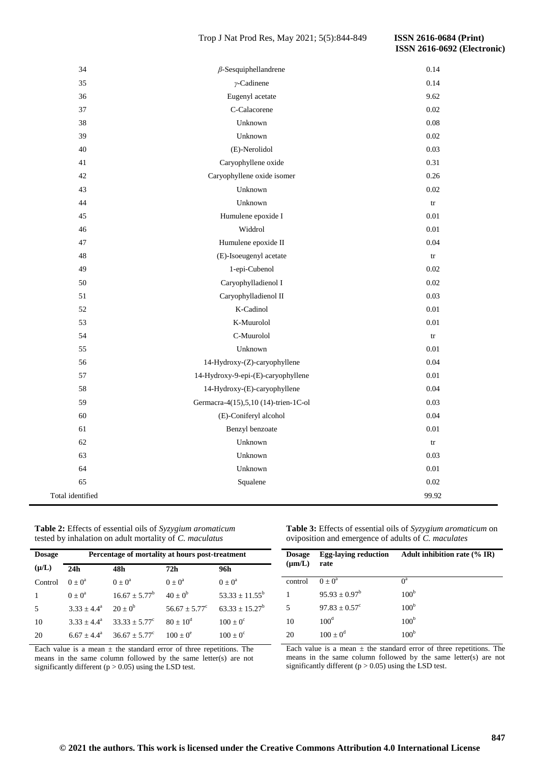| | | |
|---|---|---|
| 34 | *β*-Sesquiphellandrene | 0.14 |
| 35 | *γ*-Cadinene | 0.14 |
| 36 | Eugenyl acetate | 9.62 |
| 37 | C-Calacorene | 0.02 |
| 38 | Unknown | 0.08 |
| 39 | Unknown | 0.02 |
| 40 | (E)-Nerolidol | 0.03 |
| 41 | Caryophyllene oxide | 0.31 |
| 42 | Caryophyllene oxide isomer | 0.26 |
| 43 | Unknown | 0.02 |
| 44 | Unknown | tr |
| 45 | Humulene epoxide I | 0.01 |
| 46 | Widdrol | 0.01 |
| 47 | Humulene epoxide II | 0.04 |
| 48 | (E)-Isoeugenyl acetate | tr |
| 49 | 1-epi-Cubenol | 0.02 |
| 50 | Caryophylladienol I | 0.02 |
| 51 | Caryophylladienol II | 0.03 |
| 52 | K-Cadinol | 0.01 |
| 53 | K-Muurolol | 0.01 |
| 54 | C-Muurolol | tr |
| 55 | Unknown | 0.01 |
| 56 | 14-Hydroxy-(Z)-caryophyllene | 0.04 |
| 57 | 14-Hydroxy-9-epi-(E)-caryophyllene | 0.01 |
| 58 | 14-Hydroxy-(E)-caryophyllene | 0.04 |
| 59 | Germacra-4(15),5,10 (14)-trien-1C-ol | 0.03 |
| 60 | (E)-Coniferyl alcohol | 0.04 |
| 61 | Benzyl benzoate | 0.01 |
| 62 | Unknown | tr |
| 63 | Unknown | 0.03 |
| 64 | Unknown | 0.01 |
| 65 | Squalene | 0.02 |
| Total identified | | 99.92 |

**Table 2:** Effects of essential oils of *Syzygium aromaticum* tested by inhalation on adult mortality of *C. maculatus*

| Dosage (μ/L) | Percentage of mortality at hours post-treatment | | | |
|---|---|---|---|---|
| | **24h** | **48h** | **72h** | **96h** |
| Control | $0 \pm 0^{a}$ | $0 \pm 0^{a}$ | $0 \pm 0^{a}$ | $0 \pm 0^{a}$ |
| 1 | $0 \pm 0^{a}$ | $16.67 \pm 5.77^{b}$ | $40 \pm 0^{b}$ | $53.33 \pm 11.55^{b}$ |
| 5 | $3.33 \pm 4.4^{a}$ | $20 \pm 0^{b}$ | $56.67 \pm 5.77^{c}$ | $63.33 \pm 15.27^{b}$ |
| 10 | $3.33 \pm 4.4^{a}$ | $33.33 \pm 5.77^{c}$ | $80 \pm 10^{d}$ | $100 \pm 0^{c}$ |
| 20 | $6.67 \pm 4.4^{a}$ | $36.67 \pm 5.77^{c}$ | $100 \pm 0^{e}$ | $100 \pm 0^{c}$ |

Each value is a mean ± the standard error of three repetitions. The means in the same column followed by the same letter(s) are not significantly different ($p > 0.05$) using the LSD test.

**Table 3:** Effects of essential oils of *Syzygium aromaticum* on oviposition and emergence of adults of *C. maculates*

| Dosage (μm/L) | Egg-laying reduction rate | Adult inhibition rate (% IR) |
|---|---|---|
| control | $0 \pm 0^{a}$ | $0^{a}$ |
| 1 | $95.93 \pm 0.97^{b}$ | $100^{b}$ |
| 5 | $97.83 \pm 0.57^{c}$ | $100^{b}$ |
| 10 | $100^{d}$ | $100^{b}$ |
| 20 | $100 \pm 0^{d}$ | $100^{b}$ |

Each value is a mean ± the standard error of three repetitions. The means in the same column followed by the same letter(s) are not significantly different ($p > 0.05$) using the LSD test.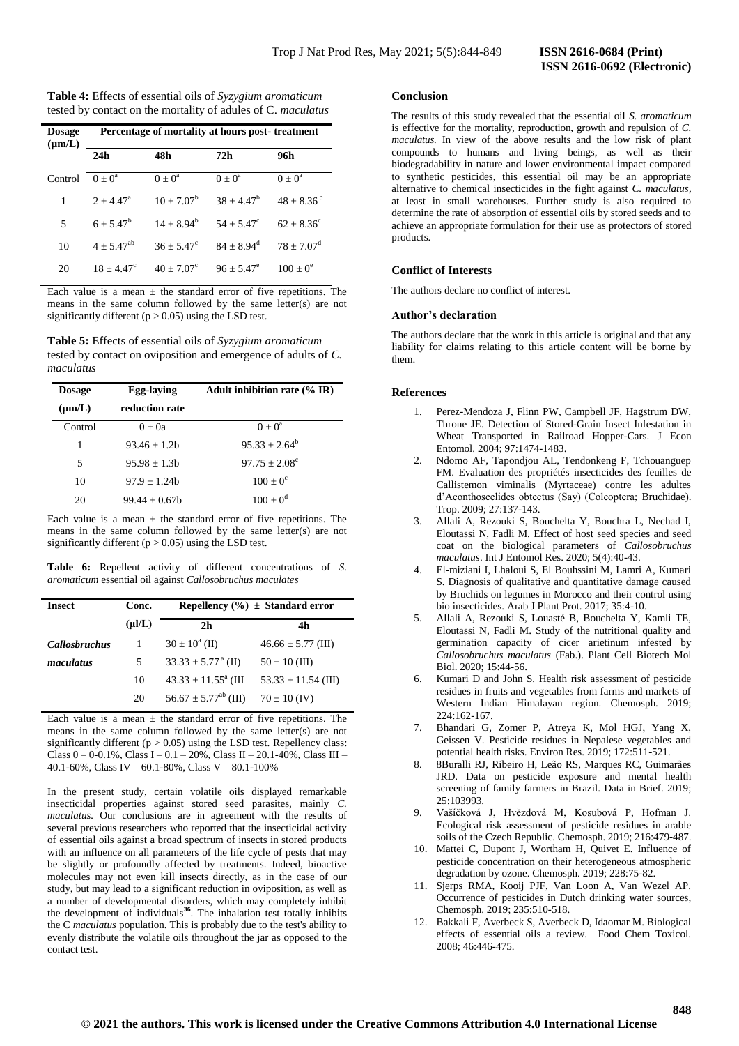**Table 4:** Effects of essential oils of *Syzygium aromaticum* tested by contact on the mortality of adules of C. *maculatus*

| Dosage (µm/L) | Percentage of mortality at hours post- treatment | | | |
|---|---|---|---|---|
| | 24h | 48h | 72h | 96h |
| Control | $0 \pm 0^{a}$ | $0 \pm 0^{a}$ | $0 \pm 0^{a}$ | $0 \pm 0^{a}$ |
| 1 | $2 \pm 4.47^{a}$ | $10 \pm 7.07^{b}$ | $38 \pm 4.47^{b}$ | $48 \pm 8.36^{b}$ |
| 5 | $6 \pm 5.47^{b}$ | $14 \pm 8.94^{b}$ | $54 \pm 5.47^{c}$ | $62 \pm 8.36^{c}$ |
| 10 | $4 \pm 5.47^{ab}$ | $36 \pm 5.47^{c}$ | $84 \pm 8.94^{d}$ | $78 \pm 7.07^{d}$ |
| 20 | $18 \pm 4.47^{c}$ | $40 \pm 7.07^{c}$ | $96 \pm 5.47^{e}$ | $100 \pm 0^{e}$ |

Each value is a mean ± the standard error of five repetitions. The means in the same column followed by the same letter(s) are not significantly different ($p > 0.05$) using the LSD test.

**Table 5:** Effects of essential oils of *Syzygium aromaticum* tested by contact on oviposition and emergence of adults of *C. maculatus*

| Dosage (µm/L) | Egg-laying reduction rate | Adult inhibition rate (% IR) |
|---|---|---|
| Control | 0 ± 0a | $0 \pm 0^{a}$ |
| 1 | 93.46 ± 1.2b | $95.33 \pm 2.64^{b}$ |
| 5 | 95.98 ± 1.3b | $97.75 \pm 2.08^{c}$ |
| 10 | 97.9 ± 1.24b | $100 \pm 0^{c}$ |
| 20 | 99.44 ± 0.67b | $100 \pm 0^{d}$ |

Each value is a mean ± the standard error of five repetitions. The means in the same column followed by the same letter(s) are not significantly different ($p > 0.05$) using the LSD test.

**Table 6:** Repellent activity of different concentrations of *S. aromaticum* essential oil against *Callosobruchus maculates*

| Insect | Conc. (µl/L) | Repellency (%) ± Standard error | |
|---|---|---|---|
| | | 2h | 4h |
| *Callosbruchus maculatus* | 1 | $30 \pm 10^{a}$ (II) | 46.66 ± 5.77 (III) |
| | 5 | $33.33 \pm 5.77^{a}$ (II) | 50 ± 10 (III) |
| | 10 | $43.33 \pm 11.55^{a}$ (III | 53.33 ± 11.54 (III) |
| | 20 | $56.67 \pm 5.77^{ab}$ (III) | 70 ± 10 (IV) |

Each value is a mean ± the standard error of five repetitions. The means in the same column followed by the same letter(s) are not significantly different ($p > 0.05$) using the LSD test. Repellency class: Class 0 – 0-0.1%, Class I – 0.1 – 20%, Class II – 20.1-40%, Class III – 40.1-60%, Class IV – 60.1-80%, Class V – 80.1-100%

In the present study, certain volatile oils displayed remarkable insecticidal properties against stored seed parasites, mainly *C. maculatus.* Our conclusions are in agreement with the results of several previous researchers who reported that the insecticidal activity of essential oils against a broad spectrum of insects in stored products with an influence on all parameters of the life cycle of pests that may be slightly or profoundly affected by treatments. Indeed, bioactive molecules may not even kill insects directly, as in the case of our study, but may lead to a significant reduction in oviposition, as well as a number of developmental disorders, which may completely inhibit the development of individuals[36]. The inhalation test totally inhibits the C *maculatus* population. This is probably due to the test's ability to evenly distribute the volatile oils throughout the jar as opposed to the contact test.

## Conclusion

The results of this study revealed that the essential oil *S. aromaticum* is effective for the mortality, reproduction, growth and repulsion of *C. maculatus.* In view of the above results and the low risk of plant compounds to humans and living beings, as well as their biodegradability in nature and lower environmental impact compared to synthetic pesticides, this essential oil may be an appropriate alternative to chemical insecticides in the fight against *C. maculatus*, at least in small warehouses. Further study is also required to determine the rate of absorption of essential oils by stored seeds and to achieve an appropriate formulation for their use as protectors of stored products.

## Conflict of Interests

The authors declare no conflict of interest.

## Author's declaration

The authors declare that the work in this article is original and that any liability for claims relating to this article content will be borne by them.

## References

1. Perez-Mendoza J, Flinn PW, Campbell JF, Hagstrum DW, Throne JE. Detection of Stored-Grain Insect Infestation in Wheat Transported in Railroad Hopper-Cars. J Econ Entomol. 2004; 97:1474-1483.
2. Ndomo AF, Tapondjou AL, Tendonkeng F, Tchouanguep FM. Evaluation des propriétés insecticides des feuilles de Callistemon viminalis (Myrtaceae) contre les adultes d'Aconthoscelides obtectus (Say) (Coleoptera; Bruchidae). Trop. 2009; 27:137-143.
3. Allali A, Rezouki S, Bouchelta Y, Bouchra L, Nechad I, Eloutassi N, Fadli M. Effect of host seed species and seed coat on the biological parameters of *Callosobruchus maculatus*. Int J Entomol Res. 2020; 5(4):40-43.
4. El-miziani I, Lhaloui S, El Bouhssini M, Lamri A, Kumari S. Diagnosis of qualitative and quantitative damage caused by Bruchids on legumes in Morocco and their control using bio insecticides. Arab J Plant Prot. 2017; 35:4-10.
5. Allali A, Rezouki S, Louasté B, Bouchelta Y, Kamli TE, Eloutassi N, Fadli M. Study of the nutritional quality and germination capacity of cicer arietinum infested by *Callosobruchus maculatus* (Fab.). Plant Cell Biotech Mol Biol. 2020; 15:44-56.
6. Kumari D and John S. Health risk assessment of pesticide residues in fruits and vegetables from farms and markets of Western Indian Himalayan region. Chemosph. 2019; 224:162-167.
7. Bhandari G, Zomer P, Atreya K, Mol HGJ, Yang X, Geissen V. Pesticide residues in Nepalese vegetables and potential health risks. Environ Res. 2019; 172:511-521.
8. 8Buralli RJ, Ribeiro H, Leão RS, Marques RC, Guimarães JRD. Data on pesticide exposure and mental health screening of family farmers in Brazil. Data in Brief. 2019; 25:103993.
9. Vašíčková J, Hvězdová M, Kosubová P, Hofman J. Ecological risk assessment of pesticide residues in arable soils of the Czech Republic. Chemosph. 2019; 216:479-487.
10. Mattei C, Dupont J, Wortham H, Quivet E. Influence of pesticide concentration on their heterogeneous atmospheric degradation by ozone. Chemosph. 2019; 228:75-82.
11. Sjerps RMA, Kooij PJF, Van Loon A, Van Wezel AP. Occurrence of pesticides in Dutch drinking water sources, Chemosph. 2019; 235:510-518.
12. Bakkali F, Averbeck S, Averbeck D, Idaomar M. Biological effects of essential oils a review. Food Chem Toxicol. 2008; 46:446-475.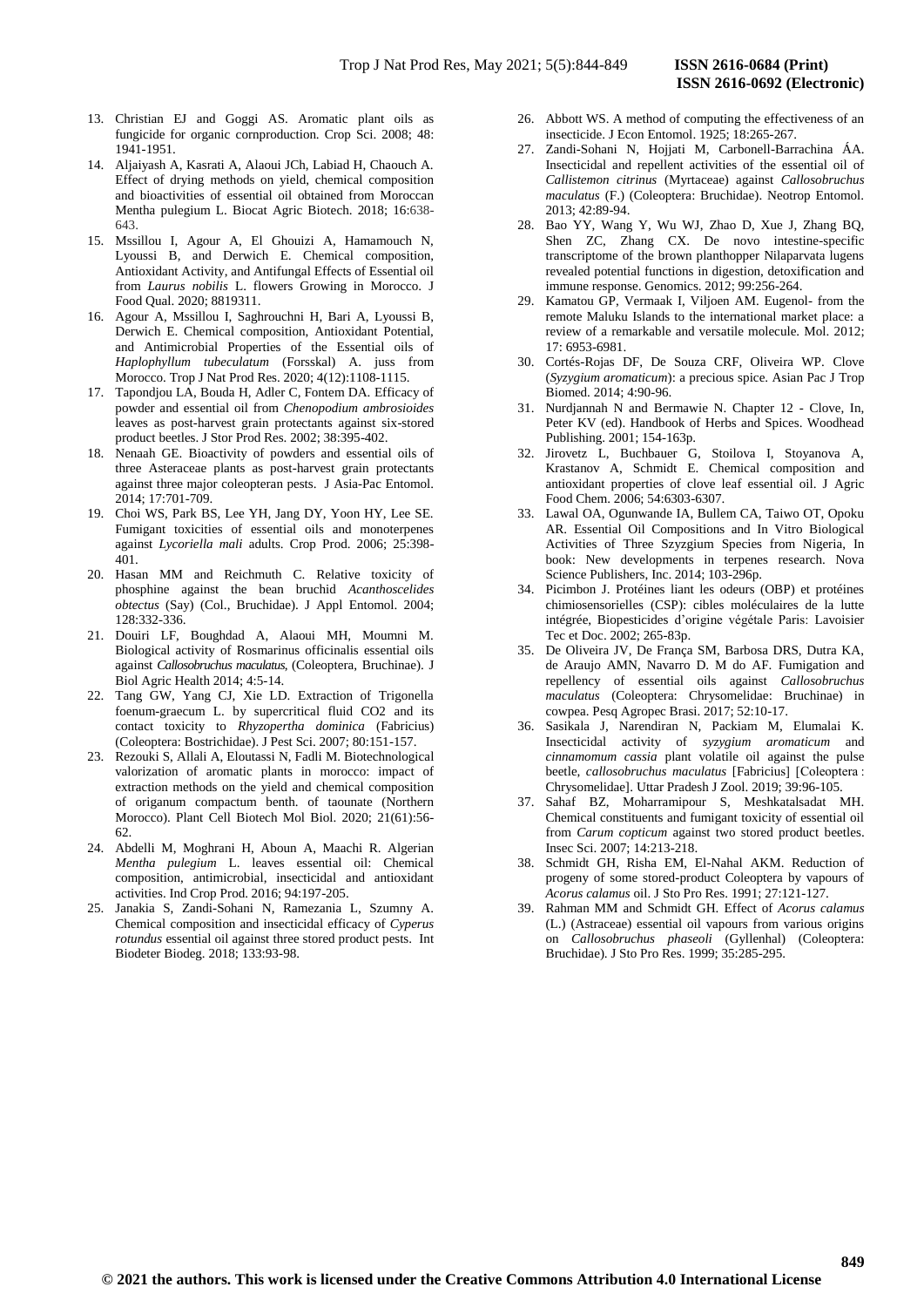13. Christian EJ and Goggi AS. Aromatic plant oils as fungicide for organic cornproduction. Crop Sci. 2008; 48: 1941-1951.
14. Aljaiyash A, Kasrati A, Alaoui JCh, Labiad H, Chaouch A. Effect of drying methods on yield, chemical composition and bioactivities of essential oil obtained from Moroccan Mentha pulegium L. Biocat Agric Biotech. 2018; 16:638-643.
15. Mssillou I, Agour A, El Ghouizi A, Hamamouch N, Lyoussi B, and Derwich E. Chemical composition, Antioxidant Activity, and Antifungal Effects of Essential oil from *Laurus nobilis* L. flowers Growing in Morocco. J Food Qual. 2020; 8819311.
16. Agour A, Mssillou I, Saghrouchni H, Bari A, Lyoussi B, Derwich E. Chemical composition, Antioxidant Potential, and Antimicrobial Properties of the Essential oils of *Haplophyllum tubeculatum* (Forsskal) A. juss from Morocco. Trop J Nat Prod Res. 2020; 4(12):1108-1115.
17. Tapondjou LA, Bouda H, Adler C, Fontem DA. Efficacy of powder and essential oil from *Chenopodium ambrosioides* leaves as post-harvest grain protectants against six-stored product beetles. J Stor Prod Res. 2002; 38:395-402.
18. Nenaah GE. Bioactivity of powders and essential oils of three Asteraceae plants as post-harvest grain protectants against three major coleopteran pests. J Asia-Pac Entomol. 2014; 17:701-709.
19. Choi WS, Park BS, Lee YH, Jang DY, Yoon HY, Lee SE. Fumigant toxicities of essential oils and monoterpenes against *Lycoriella mali* adults. Crop Prod. 2006; 25:398-401.
20. Hasan MM and Reichmuth C. Relative toxicity of phosphine against the bean bruchid *Acanthoscelides obtectus* (Say) (Col., Bruchidae). J Appl Entomol. 2004; 128:332-336.
21. Douiri LF, Boughdad A, Alaoui MH, Moumni M. Biological activity of Rosmarinus officinalis essential oils against *Callosobruchus maculatus*, (Coleoptera, Bruchinae). J Biol Agric Health 2014; 4:5-14.
22. Tang GW, Yang CJ, Xie LD. Extraction of Trigonella foenum-graecum L. by supercritical fluid CO2 and its contact toxicity to *Rhyzopertha dominica* (Fabricius) (Coleoptera: Bostrichidae). J Pest Sci. 2007; 80:151-157.
23. Rezouki S, Allali A, Eloutassi N, Fadli M. Biotechnological valorization of aromatic plants in morocco: impact of extraction methods on the yield and chemical composition of origanum compactum benth. of taounate (Northern Morocco). Plant Cell Biotech Mol Biol. 2020; 21(61):56-62.
24. Abdelli M, Moghrani H, Aboun A, Maachi R. Algerian *Mentha pulegium* L. leaves essential oil: Chemical composition, antimicrobial, insecticidal and antioxidant activities. Ind Crop Prod. 2016; 94:197-205.
25. Janakia S, Zandi-Sohani N, Ramezania L, Szumny A. Chemical composition and insecticidal efficacy of *Cyperus rotundus* essential oil against three stored product pests. Int Biodeter Biodeg. 2018; 133:93-98.
26. Abbott WS. A method of computing the effectiveness of an insecticide. J Econ Entomol. 1925; 18:265-267.
27. Zandi-Sohani N, Hojjati M, Carbonell-Barrachina ÁA. Insecticidal and repellent activities of the essential oil of *Callistemon citrinus* (Myrtaceae) against *Callosobruchus maculatus* (F.) (Coleoptera: Bruchidae). Neotrop Entomol. 2013; 42:89-94.
28. Bao YY, Wang Y, Wu WJ, Zhao D, Xue J, Zhang BQ, Shen ZC, Zhang CX. De novo intestine-specific transcriptome of the brown planthopper Nilaparvata lugens revealed potential functions in digestion, detoxification and immune response. Genomics. 2012; 99:256-264.
29. Kamatou GP, Vermaak I, Viljoen AM. Eugenol- from the remote Maluku Islands to the international market place: a review of a remarkable and versatile molecule. Mol. 2012; 17: 6953-6981.
30. Cortés-Rojas DF, De Souza CRF, Oliveira WP. Clove (*Syzygium aromaticum*): a precious spice. Asian Pac J Trop Biomed. 2014; 4:90-96.
31. Nurdjannah N and Bermawie N. Chapter 12 - Clove, In, Peter KV (ed). Handbook of Herbs and Spices. Woodhead Publishing. 2001; 154-163p.
32. Jirovetz L, Buchbauer G, Stoilova I, Stoyanova A, Krastanov A, Schmidt E. Chemical composition and antioxidant properties of clove leaf essential oil. J Agric Food Chem. 2006; 54:6303-6307.
33. Lawal OA, Ogunwande IA, Bullem CA, Taiwo OT, Opoku AR. Essential Oil Compositions and In Vitro Biological Activities of Three Szyzgium Species from Nigeria, In book: New developments in terpenes research. Nova Science Publishers, Inc. 2014; 103-296p.
34. Picimbon J. Protéines liant les odeurs (OBP) et protéines chimiosensorielles (CSP): cibles moléculaires de la lutte intégrée, Biopesticides d'origine végétale Paris: Lavoisier Tec et Doc. 2002; 265-83p.
35. De Oliveira JV, De França SM, Barbosa DRS, Dutra KA, de Araujo AMN, Navarro D. M do AF. Fumigation and repellency of essential oils against *Callosobruchus maculatus* (Coleoptera: Chrysomelidae: Bruchinae) in cowpea. Pesq Agropec Brasi. 2017; 52:10-17.
36. Sasikala J, Narendiran N, Packiam M, Elumalai K. Insecticidal activity of *syzygium aromaticum* and *cinnamomum cassia* plant volatile oil against the pulse beetle, *callosobruchus maculatus* [Fabricius] [Coleoptera : Chrysomelidae]. Uttar Pradesh J Zool. 2019; 39:96-105.
37. Sahaf BZ, Moharramipour S, Meshkatalsadat MH. Chemical constituents and fumigant toxicity of essential oil from *Carum copticum* against two stored product beetles. Insec Sci. 2007; 14:213-218.
38. Schmidt GH, Risha EM, El-Nahal AKM. Reduction of progeny of some stored-product Coleoptera by vapours of *Acorus calamus* oil. J Sto Pro Res. 1991; 27:121-127.
39. Rahman MM and Schmidt GH. Effect of *Acorus calamus* (L.) (Astraceae) essential oil vapours from various origins on *Callosobruchus phaseoli* (Gyllenhal) (Coleoptera: Bruchidae). J Sto Pro Res. 1999; 35:285-295.